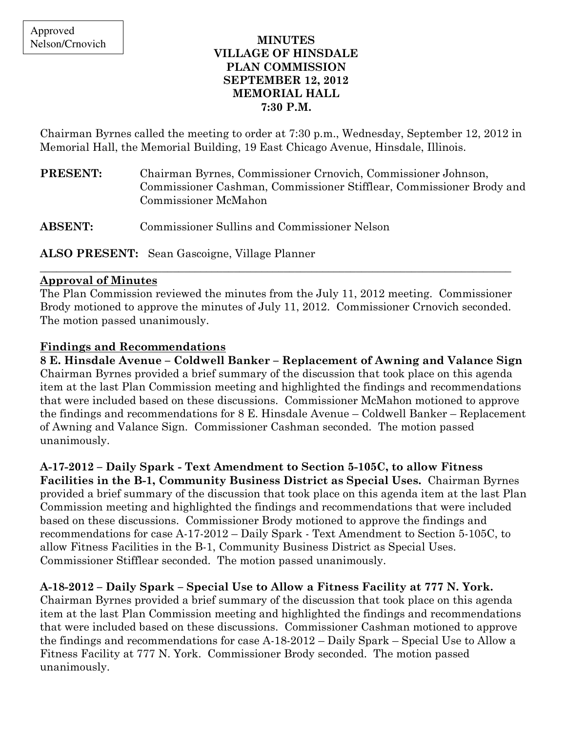Approved
Nelson/Crnovich

**MINUTES**
**VILLAGE OF HINSDALE**
**PLAN COMMISSION**
**SEPTEMBER 12, 2012**
**MEMORIAL HALL**
**7:30 P.M.**

Chairman Byrnes called the meeting to order at 7:30 p.m., Wednesday, September 12, 2012 in Memorial Hall, the Memorial Building, 19 East Chicago Avenue, Hinsdale, Illinois.

**PRESENT:** Chairman Byrnes, Commissioner Crnovich, Commissioner Johnson, Commissioner Cashman, Commissioner Stifflear, Commissioner Brody and Commissioner McMahon

**ABSENT:** Commissioner Sullins and Commissioner Nelson

**ALSO PRESENT:** Sean Gascoigne, Village Planner

---

**Approval of Minutes**

The Plan Commission reviewed the minutes from the July 11, 2012 meeting. Commissioner Brody motioned to approve the minutes of July 11, 2012. Commissioner Crnovich seconded. The motion passed unanimously.

**Findings and Recommendations**

**8 E. Hinsdale Avenue – Coldwell Banker – Replacement of Awning and Valance Sign**
Chairman Byrnes provided a brief summary of the discussion that took place on this agenda item at the last Plan Commission meeting and highlighted the findings and recommendations that were included based on these discussions. Commissioner McMahon motioned to approve the findings and recommendations for 8 E. Hinsdale Avenue – Coldwell Banker – Replacement of Awning and Valance Sign. Commissioner Cashman seconded. The motion passed unanimously.

**A-17-2012 – Daily Spark - Text Amendment to Section 5-105C, to allow Fitness Facilities in the B-1, Community Business District as Special Uses.** Chairman Byrnes provided a brief summary of the discussion that took place on this agenda item at the last Plan Commission meeting and highlighted the findings and recommendations that were included based on these discussions. Commissioner Brody motioned to approve the findings and recommendations for case A-17-2012 – Daily Spark - Text Amendment to Section 5-105C, to allow Fitness Facilities in the B-1, Community Business District as Special Uses. Commissioner Stifflear seconded. The motion passed unanimously.

**A-18-2012 – Daily Spark – Special Use to Allow a Fitness Facility at 777 N. York.**
Chairman Byrnes provided a brief summary of the discussion that took place on this agenda item at the last Plan Commission meeting and highlighted the findings and recommendations that were included based on these discussions. Commissioner Cashman motioned to approve the findings and recommendations for case A-18-2012 – Daily Spark – Special Use to Allow a Fitness Facility at 777 N. York. Commissioner Brody seconded. The motion passed unanimously.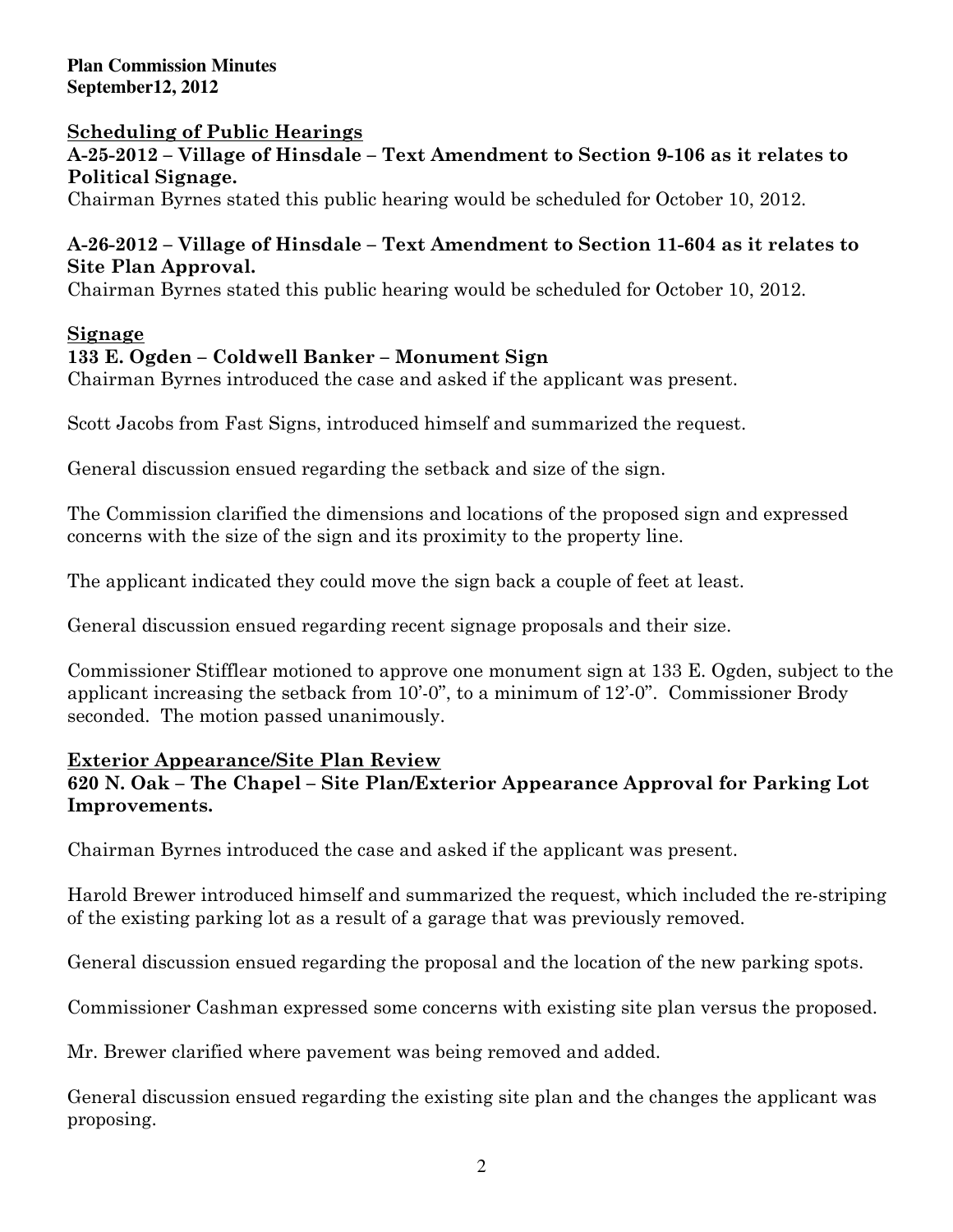## Scheduling of Public Hearings

**A-25-2012 – Village of Hinsdale – Text Amendment to Section 9-106 as it relates to Political Signage.**

Chairman Byrnes stated this public hearing would be scheduled for October 10, 2012.

**A-26-2012 – Village of Hinsdale – Text Amendment to Section 11-604 as it relates to Site Plan Approval.**

Chairman Byrnes stated this public hearing would be scheduled for October 10, 2012.

## Signage

**133 E. Ogden – Coldwell Banker – Monument Sign**

Chairman Byrnes introduced the case and asked if the applicant was present.

Scott Jacobs from Fast Signs, introduced himself and summarized the request.

General discussion ensued regarding the setback and size of the sign.

The Commission clarified the dimensions and locations of the proposed sign and expressed concerns with the size of the sign and its proximity to the property line.

The applicant indicated they could move the sign back a couple of feet at least.

General discussion ensued regarding recent signage proposals and their size.

Commissioner Stifflear motioned to approve one monument sign at 133 E. Ogden, subject to the applicant increasing the setback from 10'-0", to a minimum of 12'-0". Commissioner Brody seconded. The motion passed unanimously.

## Exterior Appearance/Site Plan Review

**620 N. Oak – The Chapel – Site Plan/Exterior Appearance Approval for Parking Lot Improvements.**

Chairman Byrnes introduced the case and asked if the applicant was present.

Harold Brewer introduced himself and summarized the request, which included the re-striping of the existing parking lot as a result of a garage that was previously removed.

General discussion ensued regarding the proposal and the location of the new parking spots.

Commissioner Cashman expressed some concerns with existing site plan versus the proposed.

Mr. Brewer clarified where pavement was being removed and added.

General discussion ensued regarding the existing site plan and the changes the applicant was proposing.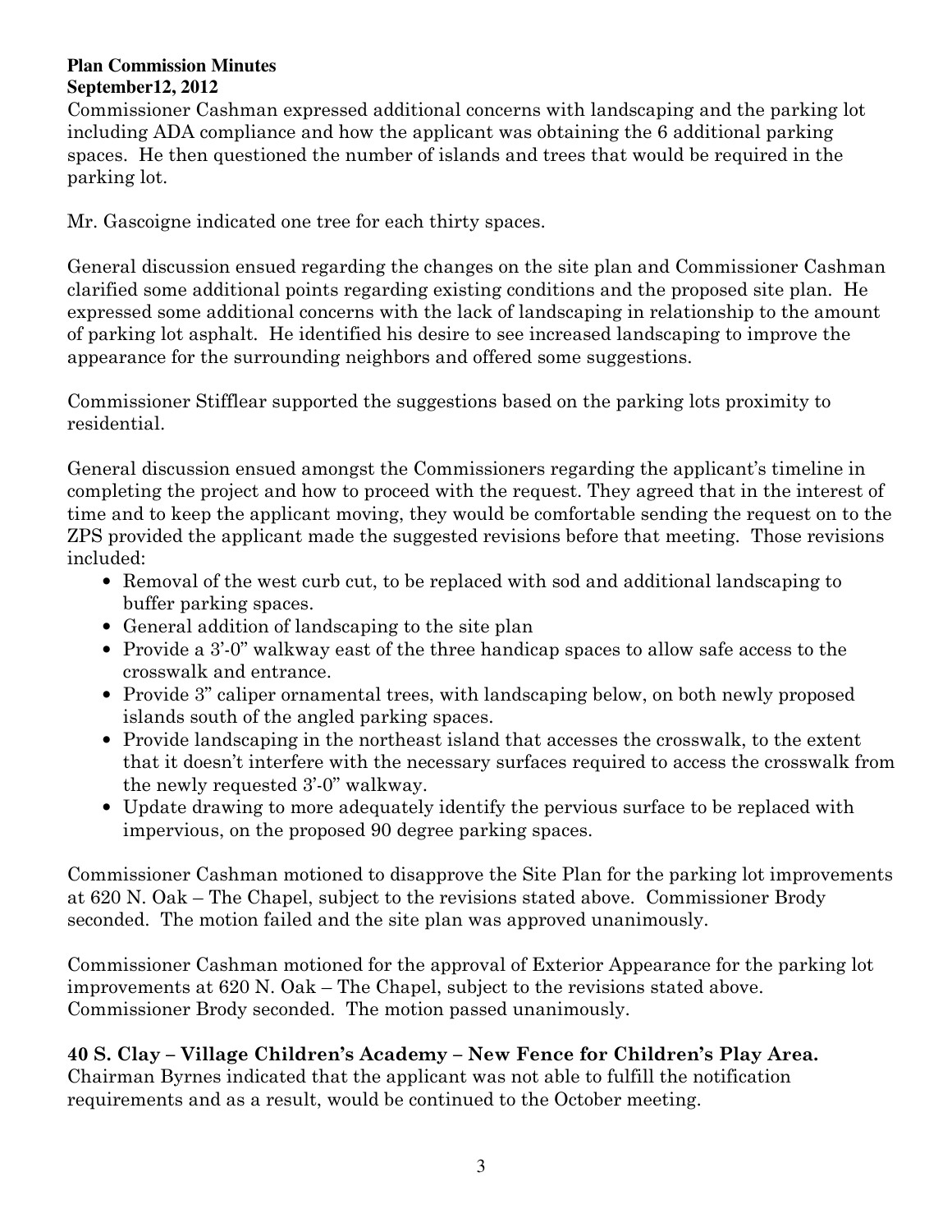**Plan Commission Minutes**
**September12, 2012**

Commissioner Cashman expressed additional concerns with landscaping and the parking lot including ADA compliance and how the applicant was obtaining the 6 additional parking spaces. He then questioned the number of islands and trees that would be required in the parking lot.

Mr. Gascoigne indicated one tree for each thirty spaces.

General discussion ensued regarding the changes on the site plan and Commissioner Cashman clarified some additional points regarding existing conditions and the proposed site plan. He expressed some additional concerns with the lack of landscaping in relationship to the amount of parking lot asphalt. He identified his desire to see increased landscaping to improve the appearance for the surrounding neighbors and offered some suggestions.

Commissioner Stifflear supported the suggestions based on the parking lots proximity to residential.

General discussion ensued amongst the Commissioners regarding the applicant's timeline in completing the project and how to proceed with the request. They agreed that in the interest of time and to keep the applicant moving, they would be comfortable sending the request on to the ZPS provided the applicant made the suggested revisions before that meeting. Those revisions included:

- Removal of the west curb cut, to be replaced with sod and additional landscaping to buffer parking spaces.
- General addition of landscaping to the site plan
- Provide a 3'-0" walkway east of the three handicap spaces to allow safe access to the crosswalk and entrance.
- Provide 3" caliper ornamental trees, with landscaping below, on both newly proposed islands south of the angled parking spaces.
- Provide landscaping in the northeast island that accesses the crosswalk, to the extent that it doesn't interfere with the necessary surfaces required to access the crosswalk from the newly requested 3'-0" walkway.
- Update drawing to more adequately identify the pervious surface to be replaced with impervious, on the proposed 90 degree parking spaces.

Commissioner Cashman motioned to disapprove the Site Plan for the parking lot improvements at 620 N. Oak – The Chapel, subject to the revisions stated above. Commissioner Brody seconded. The motion failed and the site plan was approved unanimously.

Commissioner Cashman motioned for the approval of Exterior Appearance for the parking lot improvements at 620 N. Oak – The Chapel, subject to the revisions stated above. Commissioner Brody seconded. The motion passed unanimously.

**40 S. Clay – Village Children's Academy – New Fence for Children's Play Area.**

Chairman Byrnes indicated that the applicant was not able to fulfill the notification requirements and as a result, would be continued to the October meeting.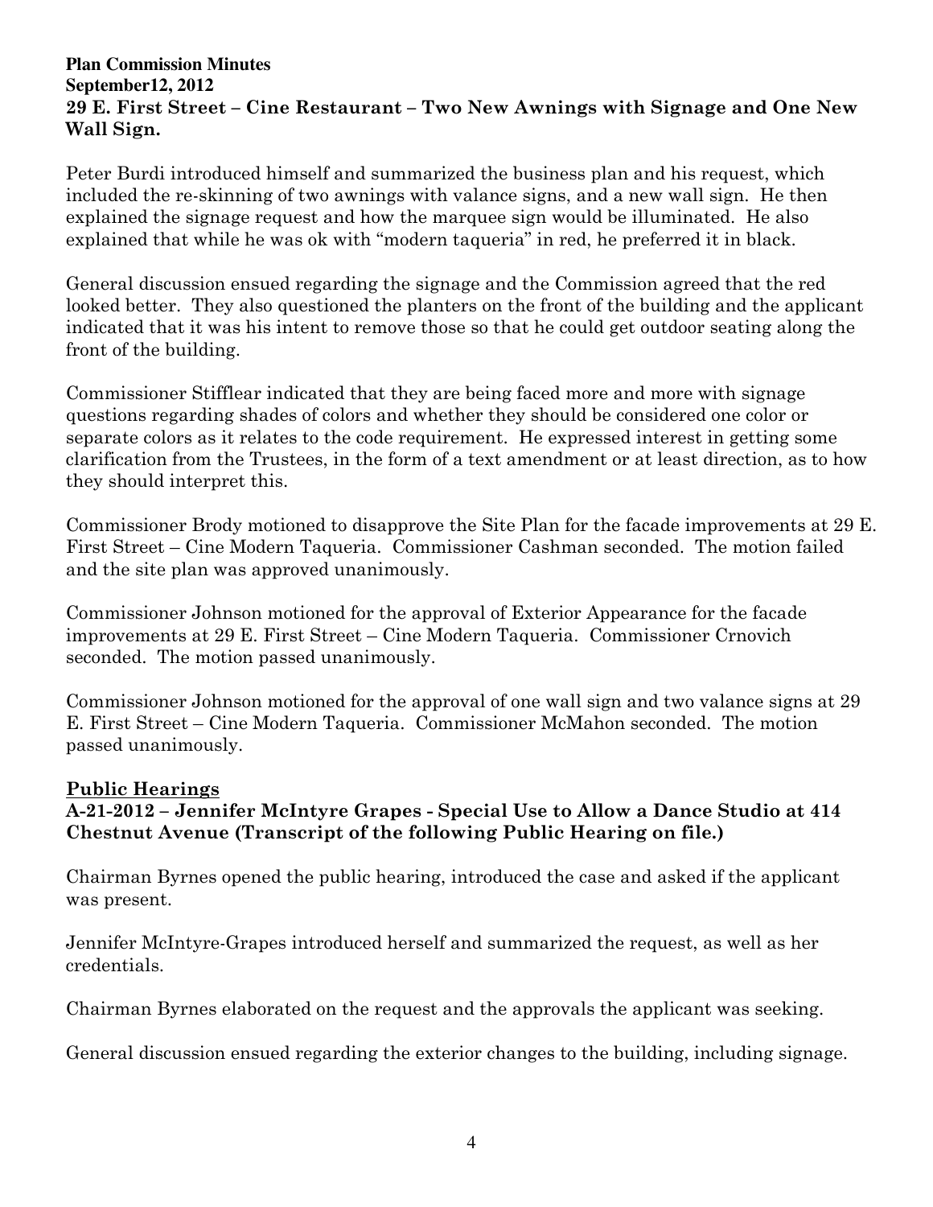**Plan Commission Minutes**
**September12, 2012**
**29 E. First Street – Cine Restaurant – Two New Awnings with Signage and One New Wall Sign.**

Peter Burdi introduced himself and summarized the business plan and his request, which included the re-skinning of two awnings with valance signs, and a new wall sign. He then explained the signage request and how the marquee sign would be illuminated. He also explained that while he was ok with "modern taqueria" in red, he preferred it in black.

General discussion ensued regarding the signage and the Commission agreed that the red looked better. They also questioned the planters on the front of the building and the applicant indicated that it was his intent to remove those so that he could get outdoor seating along the front of the building.

Commissioner Stifflear indicated that they are being faced more and more with signage questions regarding shades of colors and whether they should be considered one color or separate colors as it relates to the code requirement. He expressed interest in getting some clarification from the Trustees, in the form of a text amendment or at least direction, as to how they should interpret this.

Commissioner Brody motioned to disapprove the Site Plan for the facade improvements at 29 E. First Street – Cine Modern Taqueria. Commissioner Cashman seconded. The motion failed and the site plan was approved unanimously.

Commissioner Johnson motioned for the approval of Exterior Appearance for the facade improvements at 29 E. First Street – Cine Modern Taqueria. Commissioner Crnovich seconded. The motion passed unanimously.

Commissioner Johnson motioned for the approval of one wall sign and two valance signs at 29 E. First Street – Cine Modern Taqueria. Commissioner McMahon seconded. The motion passed unanimously.

## Public Hearings

**A-21-2012 – Jennifer McIntyre Grapes - Special Use to Allow a Dance Studio at 414 Chestnut Avenue (Transcript of the following Public Hearing on file.)**

Chairman Byrnes opened the public hearing, introduced the case and asked if the applicant was present.

Jennifer McIntyre-Grapes introduced herself and summarized the request, as well as her credentials.

Chairman Byrnes elaborated on the request and the approvals the applicant was seeking.

General discussion ensued regarding the exterior changes to the building, including signage.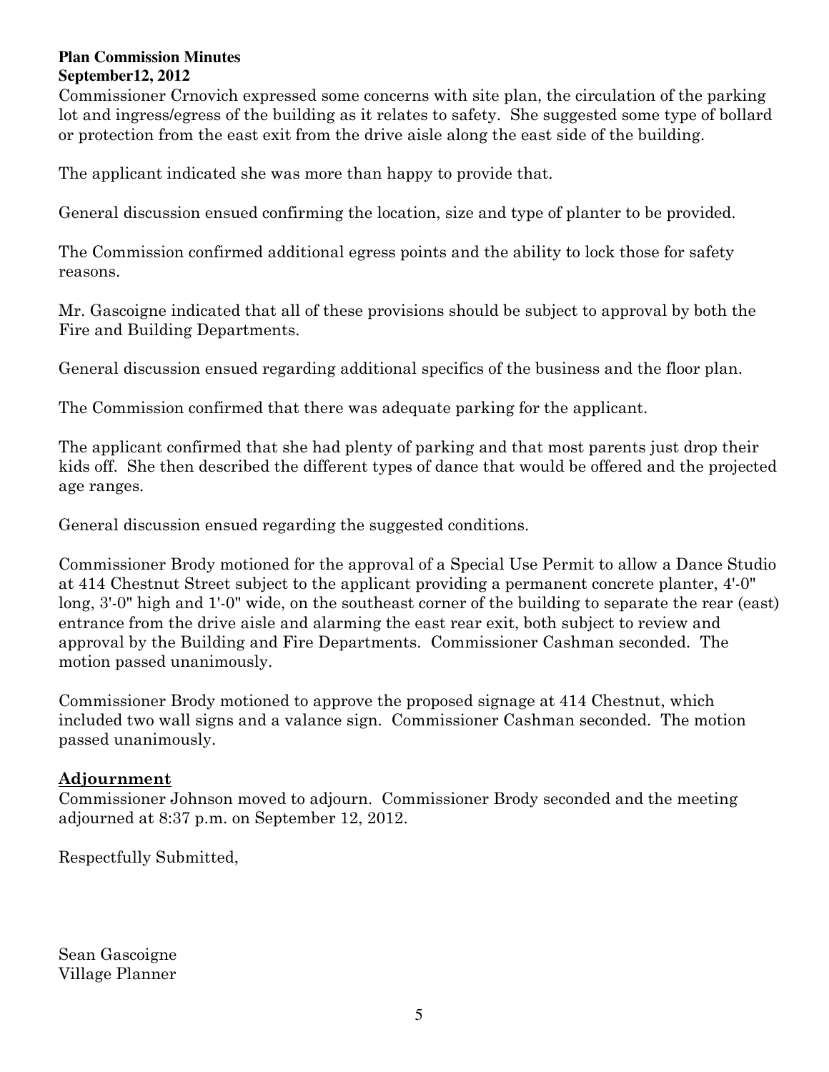Commissioner Crnovich expressed some concerns with site plan, the circulation of the parking lot and ingress/egress of the building as it relates to safety. She suggested some type of bollard or protection from the east exit from the drive aisle along the east side of the building.

The applicant indicated she was more than happy to provide that.

General discussion ensued confirming the location, size and type of planter to be provided.

The Commission confirmed additional egress points and the ability to lock those for safety reasons.

Mr. Gascoigne indicated that all of these provisions should be subject to approval by both the Fire and Building Departments.

General discussion ensued regarding additional specifics of the business and the floor plan.

The Commission confirmed that there was adequate parking for the applicant.

The applicant confirmed that she had plenty of parking and that most parents just drop their kids off. She then described the different types of dance that would be offered and the projected age ranges.

General discussion ensued regarding the suggested conditions.

Commissioner Brody motioned for the approval of a Special Use Permit to allow a Dance Studio at 414 Chestnut Street subject to the applicant providing a permanent concrete planter, 4'-0" long, 3'-0" high and 1'-0" wide, on the southeast corner of the building to separate the rear (east) entrance from the drive aisle and alarming the east rear exit, both subject to review and approval by the Building and Fire Departments. Commissioner Cashman seconded. The motion passed unanimously.

Commissioner Brody motioned to approve the proposed signage at 414 Chestnut, which included two wall signs and a valance sign. Commissioner Cashman seconded. The motion passed unanimously.

## Adjournment

Commissioner Johnson moved to adjourn. Commissioner Brody seconded and the meeting adjourned at 8:37 p.m. on September 12, 2012.

Respectfully Submitted,

Sean Gascoigne
Village Planner